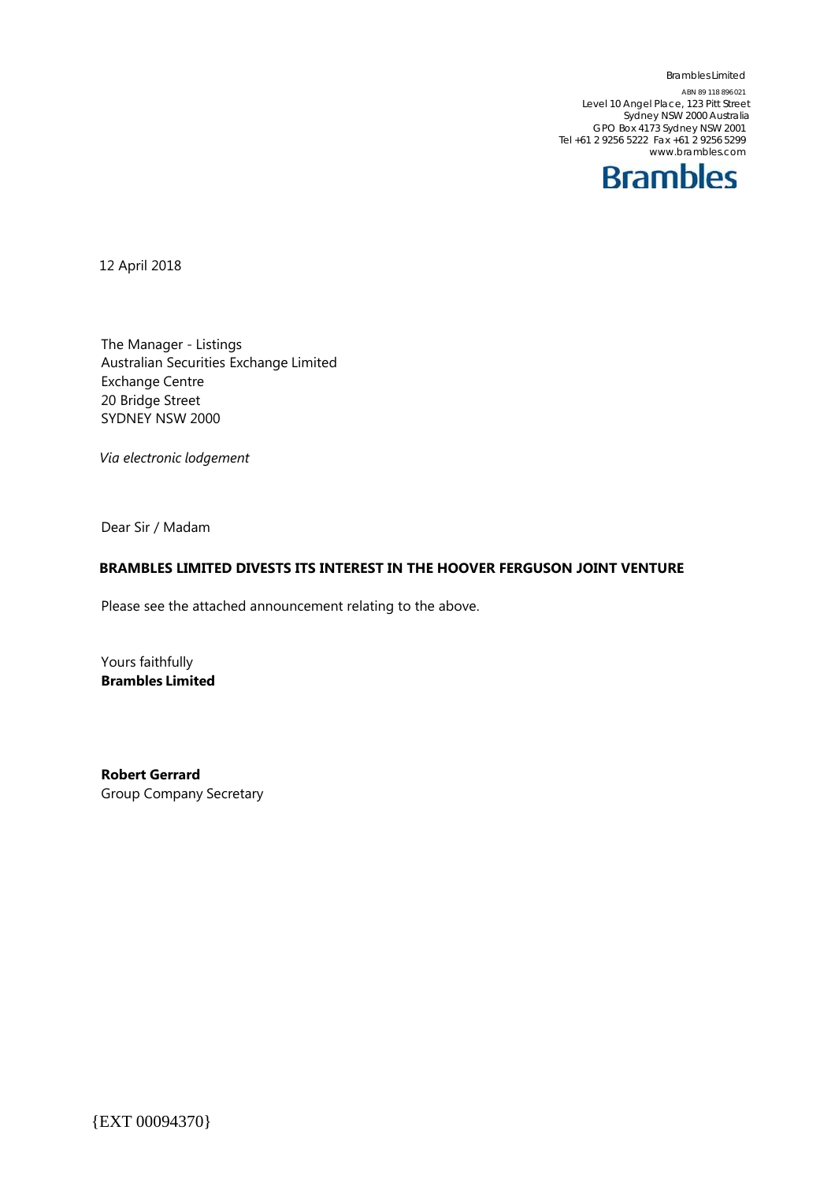Brambles Limited
ABN 89 118 896 021
Level 10 Angel Place, 123 Pitt Street
Sydney NSW 2000 Australia
GPO Box 4173 Sydney NSW 2001
Tel +61 2 9256 5222 Fax +61 2 9256 5299
www.brambles.com

**Brambles**

12 April 2018

The Manager - Listings
Australian Securities Exchange Limited
Exchange Centre
20 Bridge Street
SYDNEY NSW 2000

*Via electronic lodgement*

Dear Sir / Madam

**BRAMBLES LIMITED DIVESTS ITS INTEREST IN THE HOOVER FERGUSON JOINT VENTURE**

Please see the attached announcement relating to the above.

Yours faithfully
**Brambles Limited**

**Robert Gerrard**
Group Company Secretary

{EXT 00094370}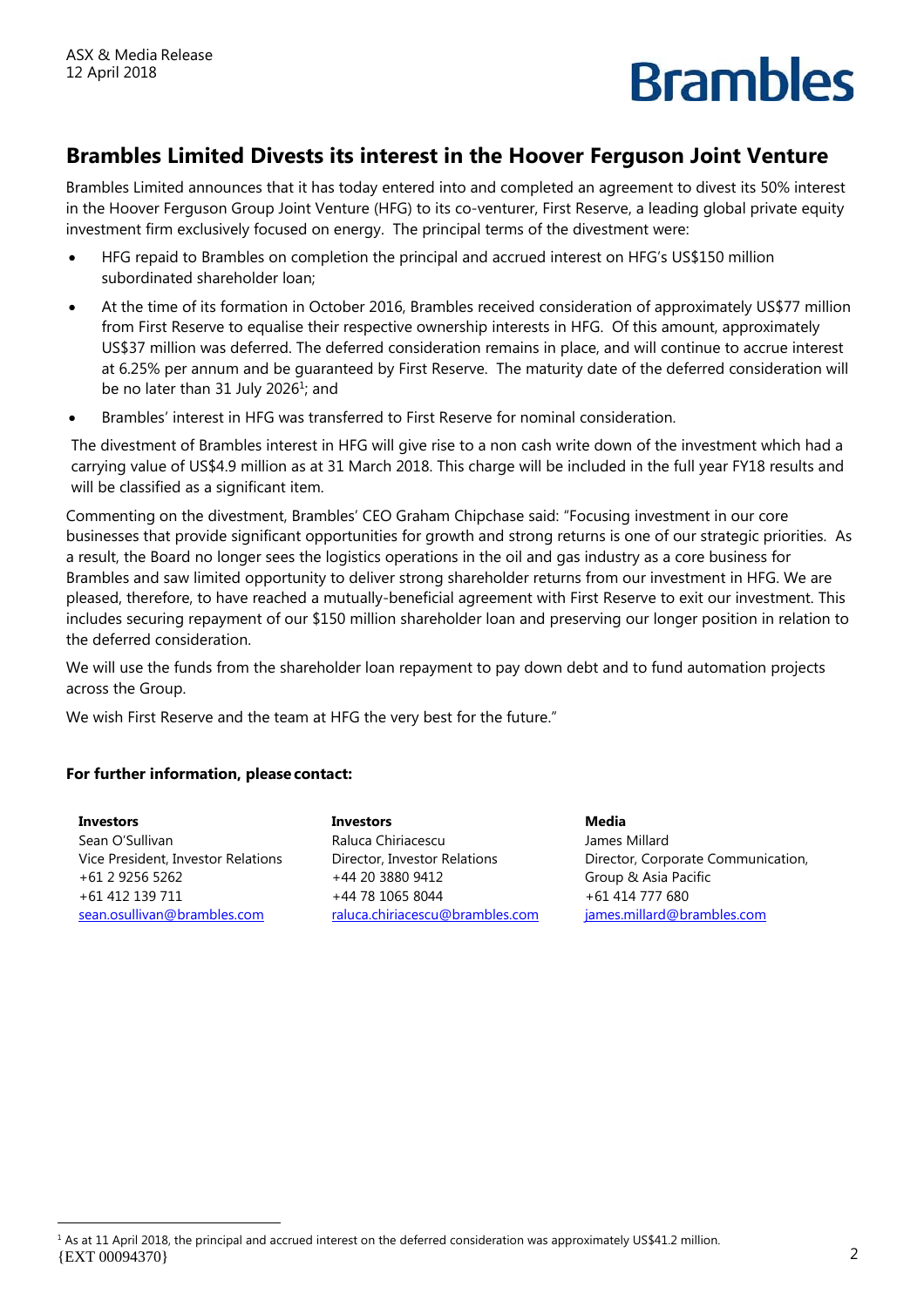ASX & Media Release
12 April 2018

# Brambles Limited Divests its interest in the Hoover Ferguson Joint Venture

Brambles Limited announces that it has today entered into and completed an agreement to divest its 50% interest in the Hoover Ferguson Group Joint Venture (HFG) to its co-venturer, First Reserve, a leading global private equity investment firm exclusively focused on energy. The principal terms of the divestment were:

- HFG repaid to Brambles on completion the principal and accrued interest on HFG's US$150 million subordinated shareholder loan;
- At the time of its formation in October 2016, Brambles received consideration of approximately US$77 million from First Reserve to equalise their respective ownership interests in HFG. Of this amount, approximately US$37 million was deferred. The deferred consideration remains in place, and will continue to accrue interest at 6.25% per annum and be guaranteed by First Reserve. The maturity date of the deferred consideration will be no later than 31 July 2026[1]; and
- Brambles' interest in HFG was transferred to First Reserve for nominal consideration.

The divestment of Brambles interest in HFG will give rise to a non cash write down of the investment which had a carrying value of US$4.9 million as at 31 March 2018. This charge will be included in the full year FY18 results and will be classified as a significant item.

Commenting on the divestment, Brambles' CEO Graham Chipchase said: "Focusing investment in our core businesses that provide significant opportunities for growth and strong returns is one of our strategic priorities. As a result, the Board no longer sees the logistics operations in the oil and gas industry as a core business for Brambles and saw limited opportunity to deliver strong shareholder returns from our investment in HFG. We are pleased, therefore, to have reached a mutually-beneficial agreement with First Reserve to exit our investment. This includes securing repayment of our $150 million shareholder loan and preserving our longer position in relation to the deferred consideration.

We will use the funds from the shareholder loan repayment to pay down debt and to fund automation projects across the Group.

We wish First Reserve and the team at HFG the very best for the future."

**For further information, please contact:**

**Investors**
Sean O'Sullivan
Vice President, Investor Relations
+61 2 9256 5262
+61 412 139 711
sean.osullivan@brambles.com

**Investors**
Raluca Chiriacescu
Director, Investor Relations
+44 20 3880 9412
+44 78 1065 8044
raluca.chiriacescu@brambles.com

**Media**
James Millard
Director, Corporate Communication, Group & Asia Pacific
+61 414 777 680
james.millard@brambles.com

[1] As at 11 April 2018, the principal and accrued interest on the deferred consideration was approximately US$41.2 million.

{EXT 00094370}